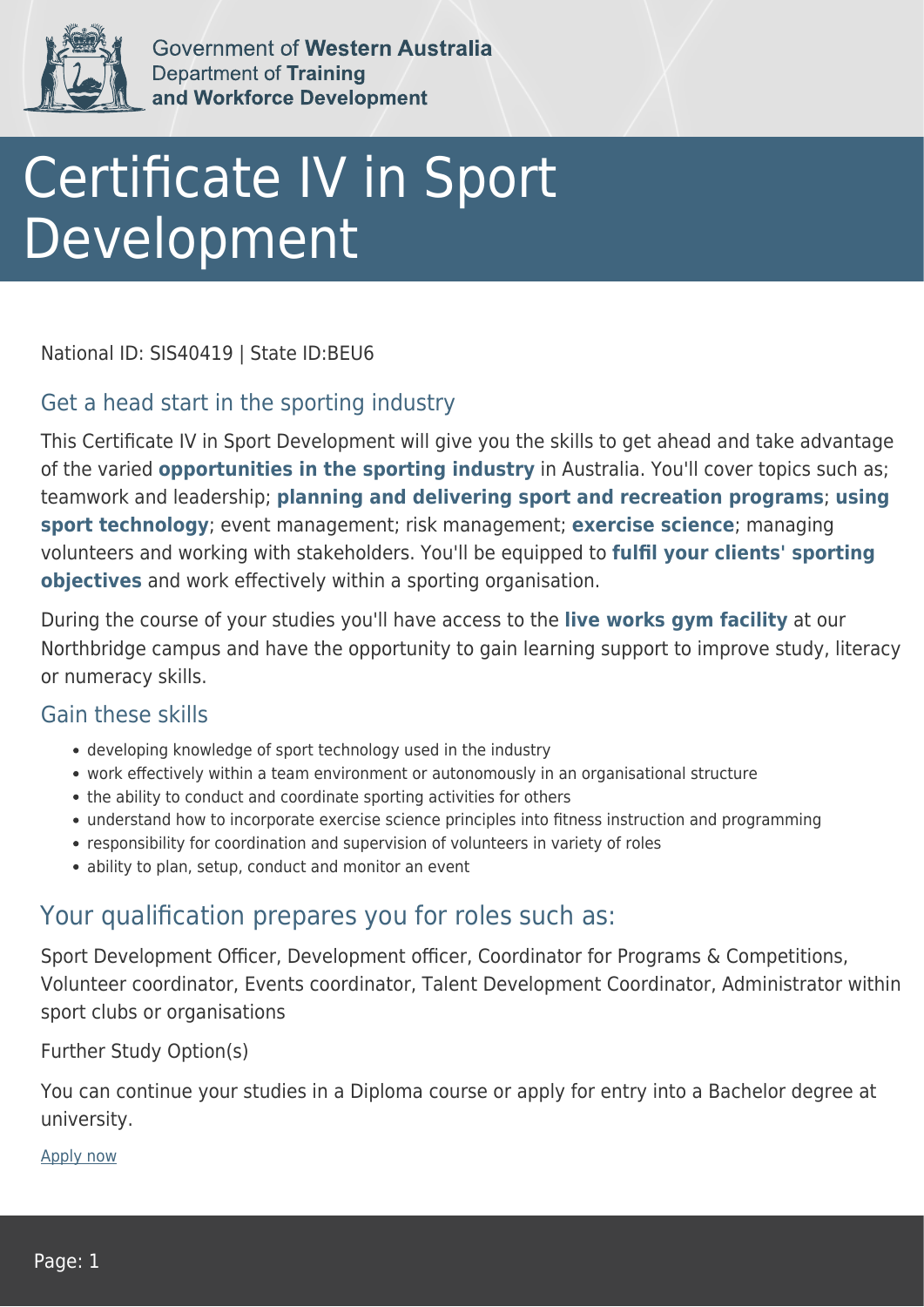Government of **Western Australia**
Department of **Training and Workforce Development**

# Certificate IV in Sport Development

National ID: SIS40419 | State ID:BEU6

## Get a head start in the sporting industry

This Certificate IV in Sport Development will give you the skills to get ahead and take advantage of the varied **opportunities in the sporting industry** in Australia. You'll cover topics such as; teamwork and leadership; **planning and delivering sport and recreation programs**; **using sport technology**; event management; risk management; **exercise science**; managing volunteers and working with stakeholders. You'll be equipped to **fulfil your clients' sporting objectives** and work effectively within a sporting organisation.

During the course of your studies you'll have access to the **live works gym facility** at our Northbridge campus and have the opportunity to gain learning support to improve study, literacy or numeracy skills.

## Gain these skills

- developing knowledge of sport technology used in the industry
- work effectively within a team environment or autonomously in an organisational structure
- the ability to conduct and coordinate sporting activities for others
- understand how to incorporate exercise science principles into fitness instruction and programming
- responsibility for coordination and supervision of volunteers in variety of roles
- ability to plan, setup, conduct and monitor an event

## Your qualification prepares you for roles such as:

Sport Development Officer, Development officer, Coordinator for Programs & Competitions, Volunteer coordinator, Events coordinator, Talent Development Coordinator, Administrator within sport clubs or organisations

Further Study Option(s)

You can continue your studies in a Diploma course or apply for entry into a Bachelor degree at university.

Apply now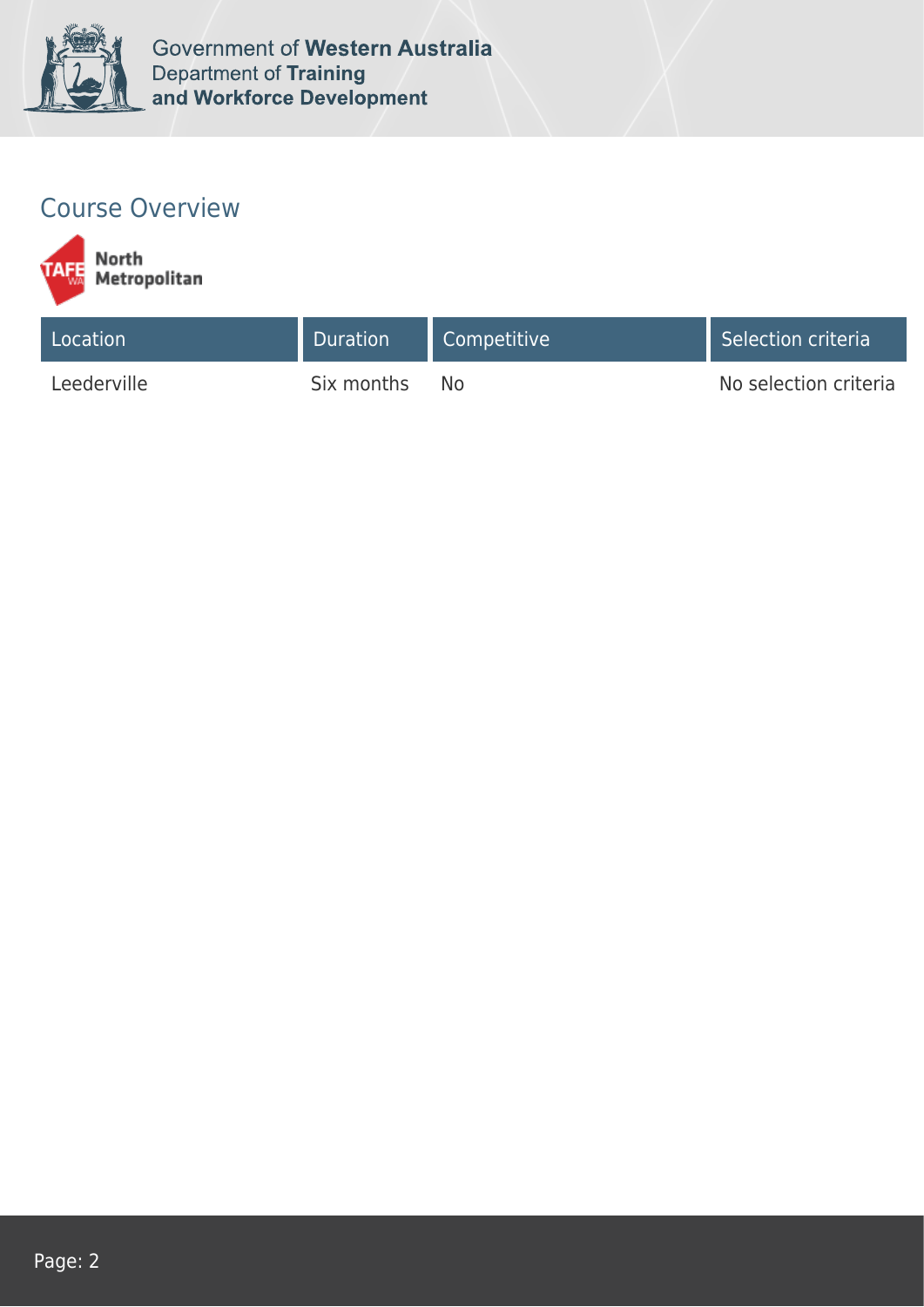## Course Overview

North Metropolitan

| Location | Duration | Competitive | Selection criteria |
|---|---|---|---|
| Leederville | Six months | No | No selection criteria |